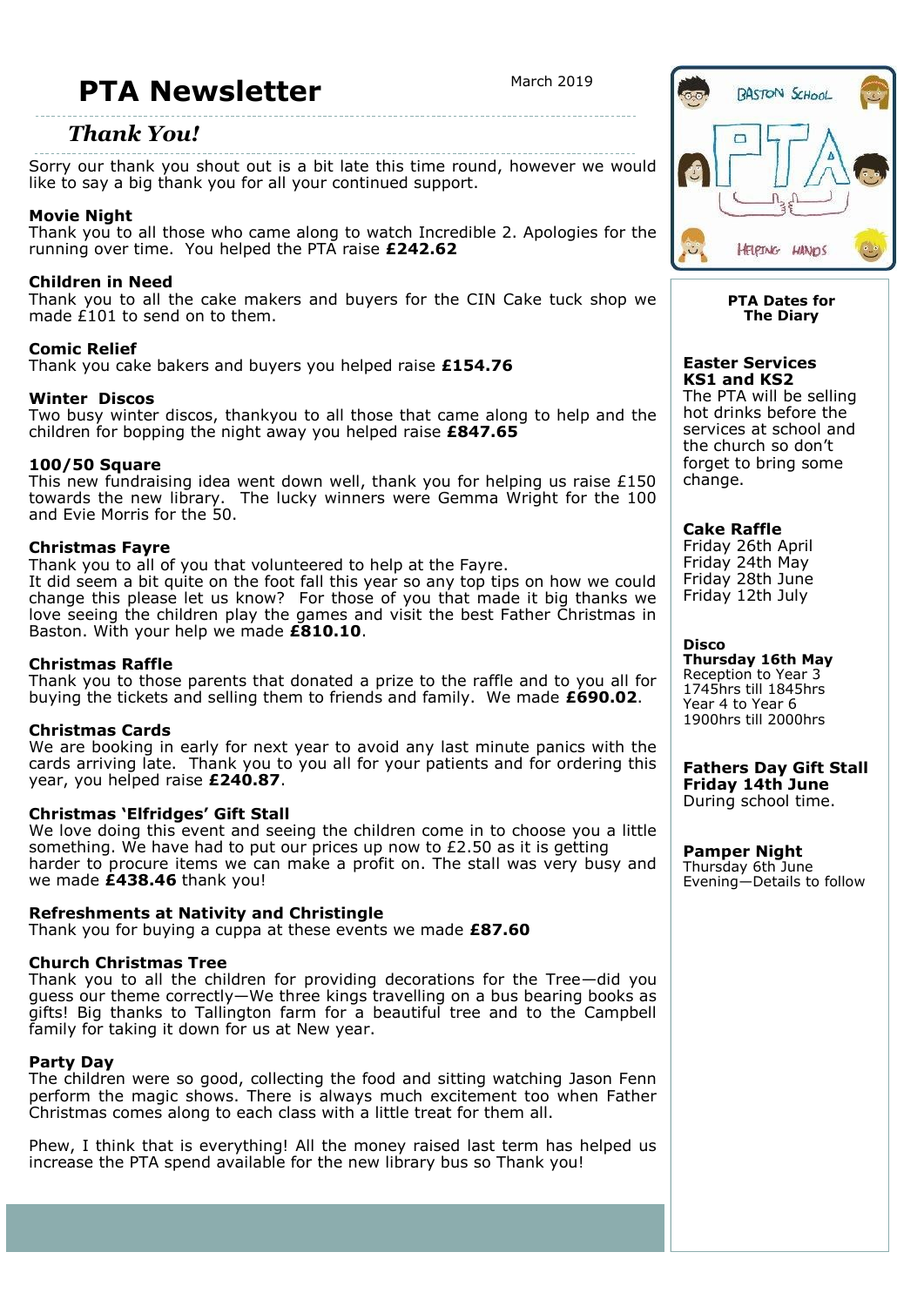# PTA Newsletter

March 2019

## *Thank You!*

Sorry our thank you shout out is a bit late this time round, however we would like to say a big thank you for all your continued support.

**Movie Night**
Thank you to all those who came along to watch Incredible 2. Apologies for the running over time. You helped the PTA raise **£242.62**

**Children in Need**
Thank you to all the cake makers and buyers for the CIN Cake tuck shop we made £101 to send on to them.

**Comic Relief**
Thank you cake bakers and buyers you helped raise **£154.76**

**Winter Discos**
Two busy winter discos, thankyou to all those that came along to help and the children for bopping the night away you helped raise **£847.65**

**100/50 Square**
This new fundraising idea went down well, thank you for helping us raise £150 towards the new library. The lucky winners were Gemma Wright for the 100 and Evie Morris for the 50.

**Christmas Fayre**
Thank you to all of you that volunteered to help at the Fayre.
It did seem a bit quite on the foot fall this year so any top tips on how we could change this please let us know? For those of you that made it big thanks we love seeing the children play the games and visit the best Father Christmas in Baston. With your help we made **£810.10**.

**Christmas Raffle**
Thank you to those parents that donated a prize to the raffle and to you all for buying the tickets and selling them to friends and family. We made **£690.02**.

**Christmas Cards**
We are booking in early for next year to avoid any last minute panics with the cards arriving late. Thank you to you all for your patients and for ordering this year, you helped raise **£240.87**.

**Christmas 'Elfridges' Gift Stall**
We love doing this event and seeing the children come in to choose you a little something. We have had to put our prices up now to £2.50 as it is getting harder to procure items we can make a profit on. The stall was very busy and we made **£438.46** thank you!

**Refreshments at Nativity and Christingle**
Thank you for buying a cuppa at these events we made **£87.60**

**Church Christmas Tree**
Thank you to all the children for providing decorations for the Tree—did you guess our theme correctly—We three kings travelling on a bus bearing books as gifts! Big thanks to Tallington farm for a beautiful tree and to the Campbell family for taking it down for us at New year.

**Party Day**
The children were so good, collecting the food and sitting watching Jason Fenn perform the magic shows. There is always much excitement too when Father Christmas comes along to each class with a little treat for them all.

Phew, I think that is everything! All the money raised last term has helped us increase the PTA spend available for the new library bus so Thank you!

Baston School PTA — Helping Hands

**PTA Dates for The Diary**

**Easter Services KS1 and KS2**
The PTA will be selling hot drinks before the services at school and the church so don't forget to bring some change.

**Cake Raffle**
Friday 26th April
Friday 24th May
Friday 28th June
Friday 12th July

**Disco**
**Thursday 16th May**
Reception to Year 3
1745hrs till 1845hrs
Year 4 to Year 6
1900hrs till 2000hrs

**Fathers Day Gift Stall**
**Friday 14th June**
During school time.

**Pamper Night**
Thursday 6th June
Evening—Details to follow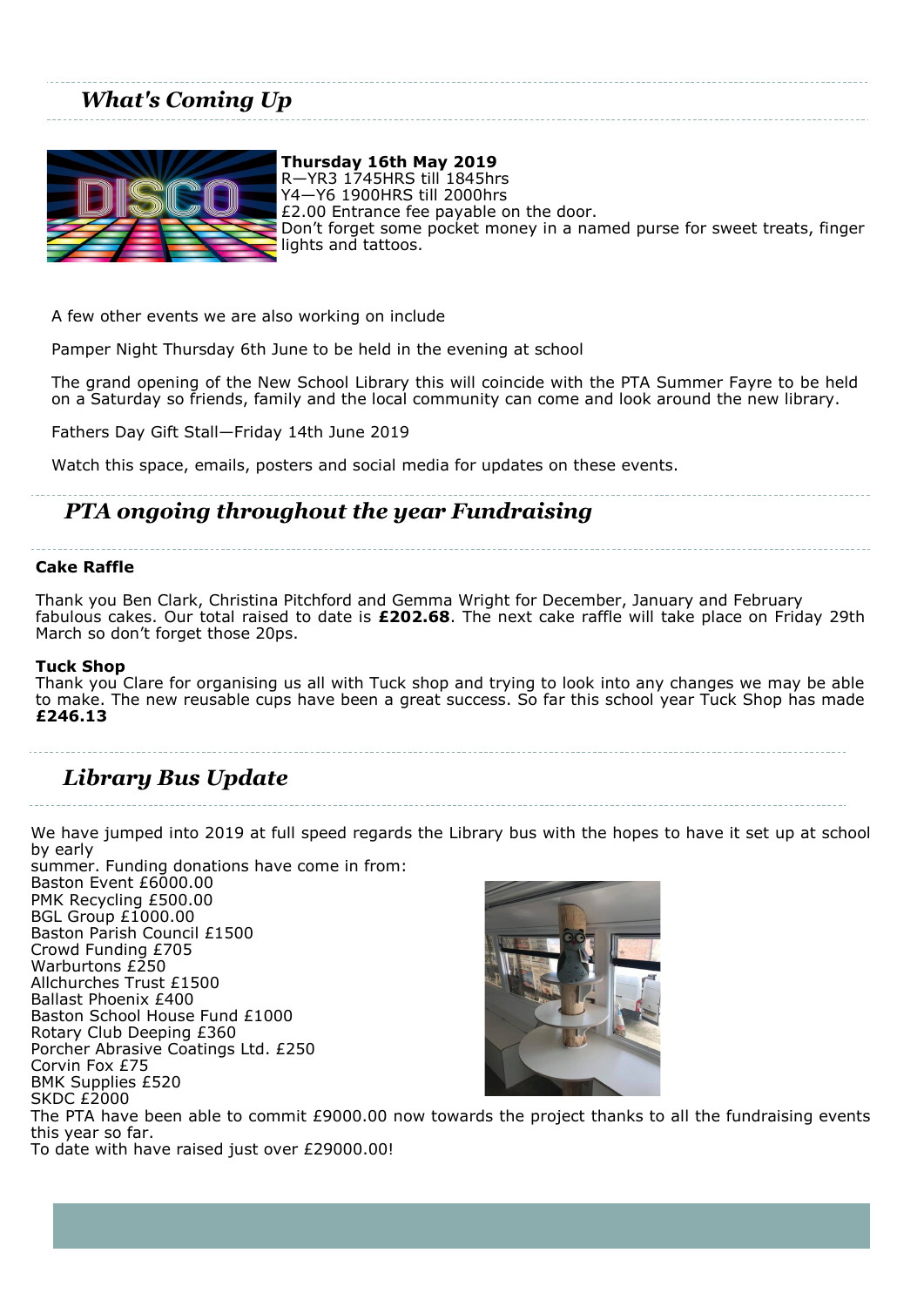## *What's Coming Up*

**Thursday 16th May 2019**
R—YR3 1745HRS till 1845hrs
Y4—Y6 1900HRS till 2000hrs
£2.00 Entrance fee payable on the door.
Don't forget some pocket money in a named purse for sweet treats, finger lights and tattoos.

A few other events we are also working on include

Pamper Night Thursday 6th June to be held in the evening at school

The grand opening of the New School Library this will coincide with the PTA Summer Fayre to be held on a Saturday so friends, family and the local community can come and look around the new library.

Fathers Day Gift Stall—Friday 14th June 2019

Watch this space, emails, posters and social media for updates on these events.

## *PTA ongoing throughout the year Fundraising*

**Cake Raffle**

Thank you Ben Clark, Christina Pitchford and Gemma Wright for December, January and February fabulous cakes. Our total raised to date is **£202.68**. The next cake raffle will take place on Friday 29th March so don't forget those 20ps.

**Tuck Shop**
Thank you Clare for organising us all with Tuck shop and trying to look into any changes we may be able to make. The new reusable cups have been a great success. So far this school year Tuck Shop has made **£246.13**

## *Library Bus Update*

We have jumped into 2019 at full speed regards the Library bus with the hopes to have it set up at school by early
summer. Funding donations have come in from:
Baston Event £6000.00
PMK Recycling £500.00
BGL Group £1000.00
Baston Parish Council £1500
Crowd Funding £705
Warburtons £250
Allchurches Trust £1500
Ballast Phoenix £400
Baston School House Fund £1000
Rotary Club Deeping £360
Porcher Abrasive Coatings Ltd. £250
Corvin Fox £75
BMK Supplies £520
SKDC £2000
The PTA have been able to commit £9000.00 now towards the project thanks to all the fundraising events this year so far.
To date with have raised just over £29000.00!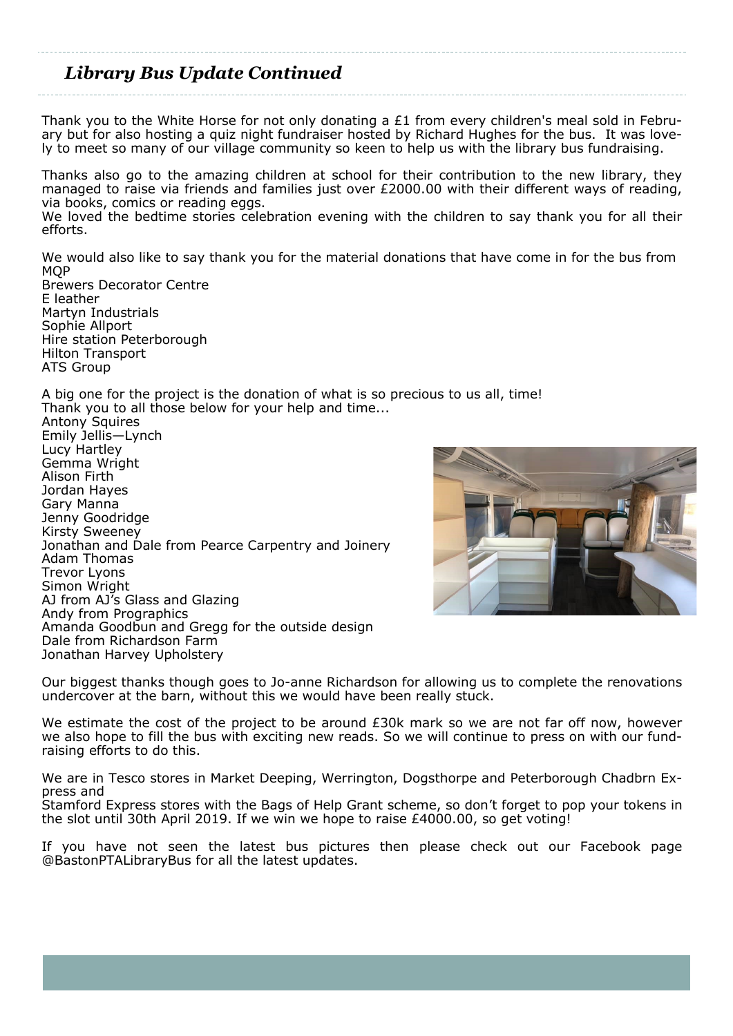## *Library Bus Update Continued*

Thank you to the White Horse for not only donating a £1 from every children's meal sold in February but for also hosting a quiz night fundraiser hosted by Richard Hughes for the bus. It was lovely to meet so many of our village community so keen to help us with the library bus fundraising.

Thanks also go to the amazing children at school for their contribution to the new library, they managed to raise via friends and families just over £2000.00 with their different ways of reading, via books, comics or reading eggs.
We loved the bedtime stories celebration evening with the children to say thank you for all their efforts.

We would also like to say thank you for the material donations that have come in for the bus from
MQP
Brewers Decorator Centre
E leather
Martyn Industrials
Sophie Allport
Hire station Peterborough
Hilton Transport
ATS Group

A big one for the project is the donation of what is so precious to us all, time!
Thank you to all those below for your help and time...
Antony Squires
Emily Jellis—Lynch
Lucy Hartley
Gemma Wright
Alison Firth
Jordan Hayes
Gary Manna
Jenny Goodridge
Kirsty Sweeney
Jonathan and Dale from Pearce Carpentry and Joinery
Adam Thomas
Trevor Lyons
Simon Wright
AJ from AJ's Glass and Glazing
Andy from Prographics
Amanda Goodbun and Gregg for the outside design
Dale from Richardson Farm
Jonathan Harvey Upholstery

Our biggest thanks though goes to Jo-anne Richardson for allowing us to complete the renovations undercover at the barn, without this we would have been really stuck.

We estimate the cost of the project to be around £30k mark so we are not far off now, however we also hope to fill the bus with exciting new reads. So we will continue to press on with our fundraising efforts to do this.

We are in Tesco stores in Market Deeping, Werrington, Dogsthorpe and Peterborough Chadbrn Express and
Stamford Express stores with the Bags of Help Grant scheme, so don't forget to pop your tokens in the slot until 30th April 2019. If we win we hope to raise £4000.00, so get voting!

If you have not seen the latest bus pictures then please check out our Facebook page @BastonPTALibraryBus for all the latest updates.